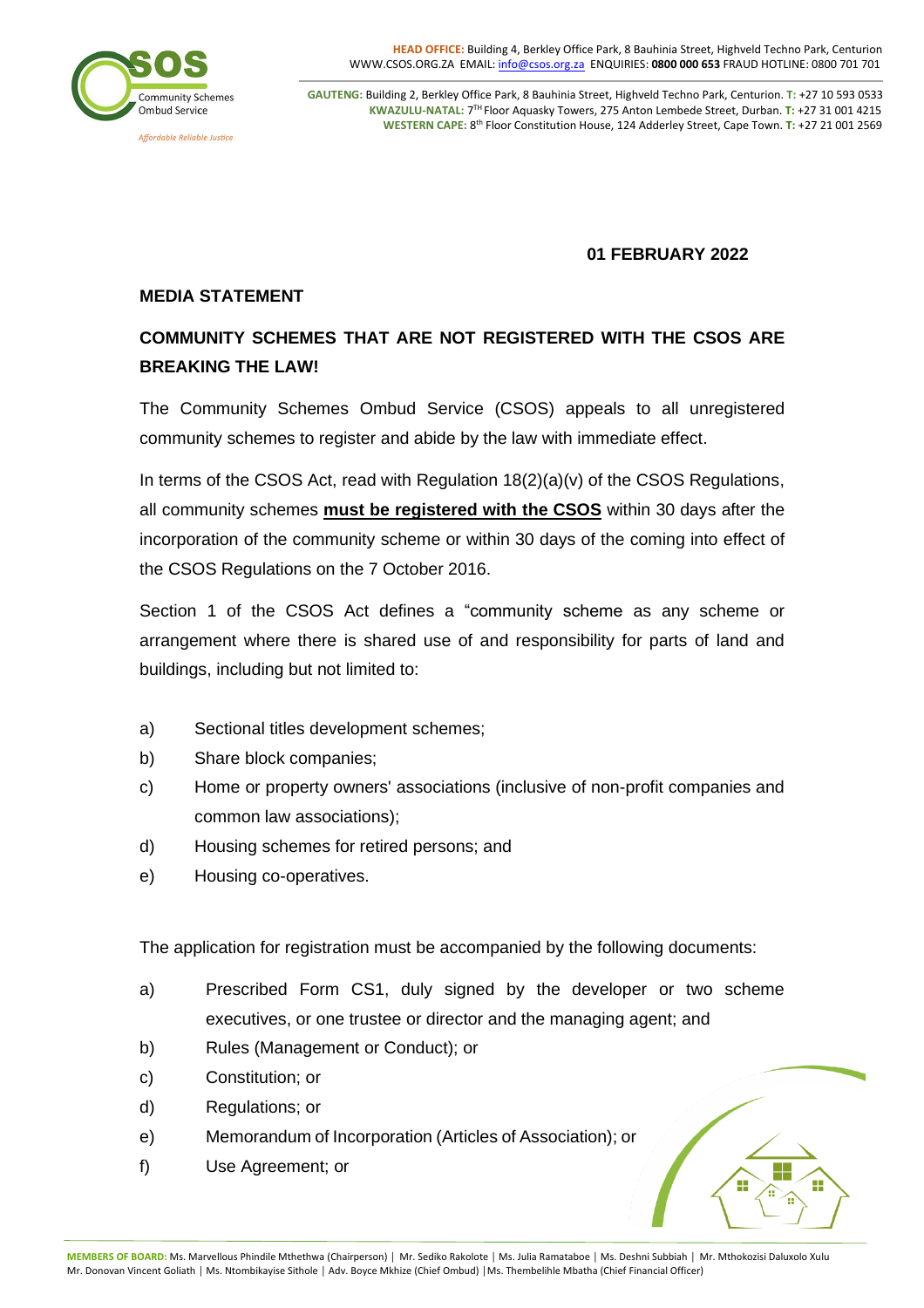**01 FEBRUARY 2022**

**MEDIA STATEMENT**

## COMMUNITY SCHEMES THAT ARE NOT REGISTERED WITH THE CSOS ARE BREAKING THE LAW!

The Community Schemes Ombud Service (CSOS) appeals to all unregistered community schemes to register and abide by the law with immediate effect.

In terms of the CSOS Act, read with Regulation 18(2)(a)(v) of the CSOS Regulations, all community schemes **must be registered with the CSOS** within 30 days after the incorporation of the community scheme or within 30 days of the coming into effect of the CSOS Regulations on the 7 October 2016.

Section 1 of the CSOS Act defines a "community scheme as any scheme or arrangement where there is shared use of and responsibility for parts of land and buildings, including but not limited to:

a) Sectional titles development schemes;
b) Share block companies;
c) Home or property owners' associations (inclusive of non-profit companies and common law associations);
d) Housing schemes for retired persons; and
e) Housing co-operatives.

The application for registration must be accompanied by the following documents:

a) Prescribed Form CS1, duly signed by the developer or two scheme executives, or one trustee or director and the managing agent; and
b) Rules (Management or Conduct); or
c) Constitution; or
d) Regulations; or
e) Memorandum of Incorporation (Articles of Association); or
f) Use Agreement; or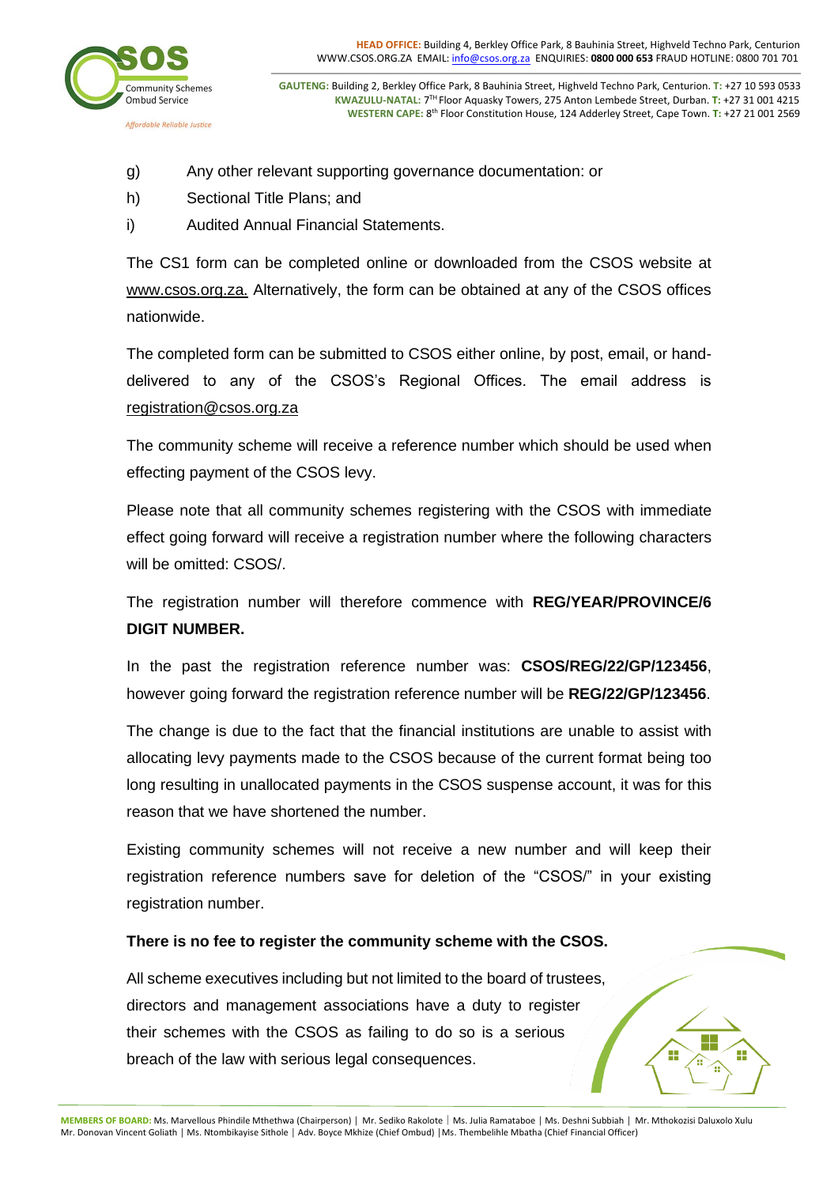g) Any other relevant supporting governance documentation: or

h) Sectional Title Plans; and

i) Audited Annual Financial Statements.

The CS1 form can be completed online or downloaded from the CSOS website at www.csos.org.za. Alternatively, the form can be obtained at any of the CSOS offices nationwide.

The completed form can be submitted to CSOS either online, by post, email, or hand-delivered to any of the CSOS's Regional Offices. The email address is registration@csos.org.za

The community scheme will receive a reference number which should be used when effecting payment of the CSOS levy.

Please note that all community schemes registering with the CSOS with immediate effect going forward will receive a registration number where the following characters will be omitted: CSOS/.

The registration number will therefore commence with **REG/YEAR/PROVINCE/6 DIGIT NUMBER.**

In the past the registration reference number was: **CSOS/REG/22/GP/123456**, however going forward the registration reference number will be **REG/22/GP/123456**.

The change is due to the fact that the financial institutions are unable to assist with allocating levy payments made to the CSOS because of the current format being too long resulting in unallocated payments in the CSOS suspense account, it was for this reason that we have shortened the number.

Existing community schemes will not receive a new number and will keep their registration reference numbers save for deletion of the "CSOS/" in your existing registration number.

**There is no fee to register the community scheme with the CSOS.**

All scheme executives including but not limited to the board of trustees, directors and management associations have a duty to register their schemes with the CSOS as failing to do so is a serious breach of the law with serious legal consequences.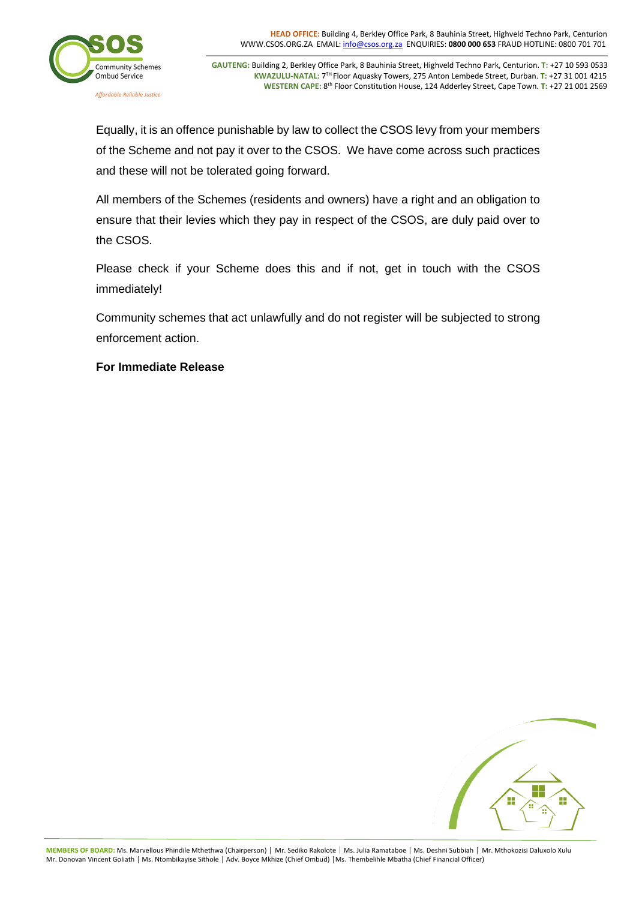Equally, it is an offence punishable by law to collect the CSOS levy from your members of the Scheme and not pay it over to the CSOS. We have come across such practices and these will not be tolerated going forward.

All members of the Schemes (residents and owners) have a right and an obligation to ensure that their levies which they pay in respect of the CSOS, are duly paid over to the CSOS.

Please check if your Scheme does this and if not, get in touch with the CSOS immediately!

Community schemes that act unlawfully and do not register will be subjected to strong enforcement action.

**For Immediate Release**